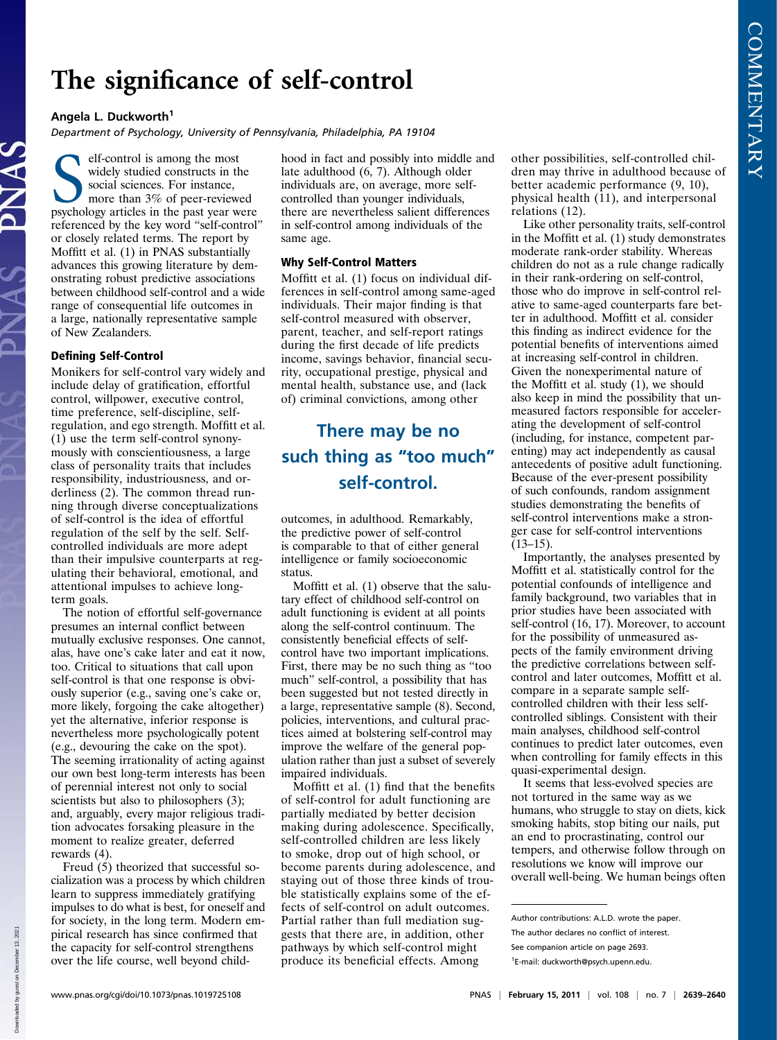# The significance of self-control

**Angela L. Duckworth**[1]

Department of Psychology, University of Pennsylvania, Philadelphia, PA 19104

Self-control is among the most widely studied constructs in the social sciences. For instance, more than 3% of peer-reviewed psychology articles in the past year were referenced by the key word "self-control" or closely related terms. The report by Moffitt et al. (1) in PNAS substantially advances this growing literature by demonstrating robust predictive associations between childhood self-control and a wide range of consequential life outcomes in a large, nationally representative sample of New Zealanders.

### Defining Self-Control

Monikers for self-control vary widely and include delay of gratification, effortful control, willpower, executive control, time preference, self-discipline, self-regulation, and ego strength. Moffitt et al. (1) use the term self-control synonymously with conscientiousness, a large class of personality traits that includes responsibility, industriousness, and orderliness (2). The common thread running through diverse conceptualizations of self-control is the idea of effortful regulation of the self by the self. Self-controlled individuals are more adept than their impulsive counterparts at regulating their behavioral, emotional, and attentional impulses to achieve long-term goals.

The notion of effortful self-governance presumes an internal conflict between mutually exclusive responses. One cannot, alas, have one's cake later and eat it now, too. Critical to situations that call upon self-control is that one response is obviously superior (e.g., saving one's cake or, more likely, forgoing the cake altogether) yet the alternative, inferior response is nevertheless more psychologically potent (e.g., devouring the cake on the spot). The seeming irrationality of acting against our own best long-term interests has been of perennial interest not only to social scientists but also to philosophers (3); and, arguably, every major religious tradition advocates forsaking pleasure in the moment to realize greater, deferred rewards (4).

Freud (5) theorized that successful socialization was a process by which children learn to suppress immediately gratifying impulses to do what is best, for oneself and for society, in the long term. Modern empirical research has since confirmed that the capacity for self-control strengthens over the life course, well beyond childhood in fact and possibly into middle and late adulthood (6, 7). Although older individuals are, on average, more self-controlled than younger individuals, there are nevertheless salient differences in self-control among individuals of the same age.

### Why Self-Control Matters

Moffitt et al. (1) focus on individual differences in self-control among same-aged individuals. Their major finding is that self-control measured with observer, parent, teacher, and self-report ratings during the first decade of life predicts income, savings behavior, financial security, occupational prestige, physical and mental health, substance use, and (lack of) criminal convictions, among other outcomes, in adulthood. Remarkably, the predictive power of self-control is comparable to that of either general intelligence or family socioeconomic status.

> **There may be no such thing as "too much" self-control.**

Moffitt et al. (1) observe that the salutary effect of childhood self-control on adult functioning is evident at all points along the self-control continuum. The consistently beneficial effects of self-control have two important implications. First, there may be no such thing as "too much" self-control, a possibility that has been suggested but not tested directly in a large, representative sample (8). Second, policies, interventions, and cultural practices aimed at bolstering self-control may improve the welfare of the general population rather than just a subset of severely impaired individuals.

Moffitt et al. (1) find that the benefits of self-control for adult functioning are partially mediated by better decision making during adolescence. Specifically, self-controlled children are less likely to smoke, drop out of high school, or become parents during adolescence, and staying out of those three kinds of trouble statistically explains some of the effects of self-control on adult outcomes. Partial rather than full mediation suggests that there are, in addition, other pathways by which self-control might produce its beneficial effects. Among other possibilities, self-controlled children may thrive in adulthood because of better academic performance (9, 10), physical health (11), and interpersonal relations (12).

Like other personality traits, self-control in the Moffitt et al. (1) study demonstrates moderate rank-order stability. Whereas children do not as a rule change radically in their rank-ordering on self-control, those who do improve in self-control relative to same-aged counterparts fare better in adulthood. Moffitt et al. consider this finding as indirect evidence for the potential benefits of interventions aimed at increasing self-control in children. Given the nonexperimental nature of the Moffitt et al. study (1), we should also keep in mind the possibility that unmeasured factors responsible for accelerating the development of self-control (including, for instance, competent parenting) may act independently as causal antecedents of positive adult functioning. Because of the ever-present possibility of such confounds, random assignment studies demonstrating the benefits of self-control interventions make a stronger case for self-control interventions (13–15).

Importantly, the analyses presented by Moffitt et al. statistically control for the potential confounds of intelligence and family background, two variables that in prior studies have been associated with self-control (16, 17). Moreover, to account for the possibility of unmeasured aspects of the family environment driving the predictive correlations between self-control and later outcomes, Moffitt et al. compare in a separate sample self-controlled children with their less self-controlled siblings. Consistent with their main analyses, childhood self-control continues to predict later outcomes, even when controlling for family effects in this quasi-experimental design.

It seems that less-evolved species are not tortured in the same way as we humans, who struggle to stay on diets, kick smoking habits, stop biting our nails, put an end to procrastinating, control our tempers, and otherwise follow through on resolutions we know will improve our overall well-being. We human beings often

---

Author contributions: A.L.D. wrote the paper.

The author declares no conflict of interest.

See companion article on page 2693.

[1]E-mail: duckworth@psych.upenn.edu.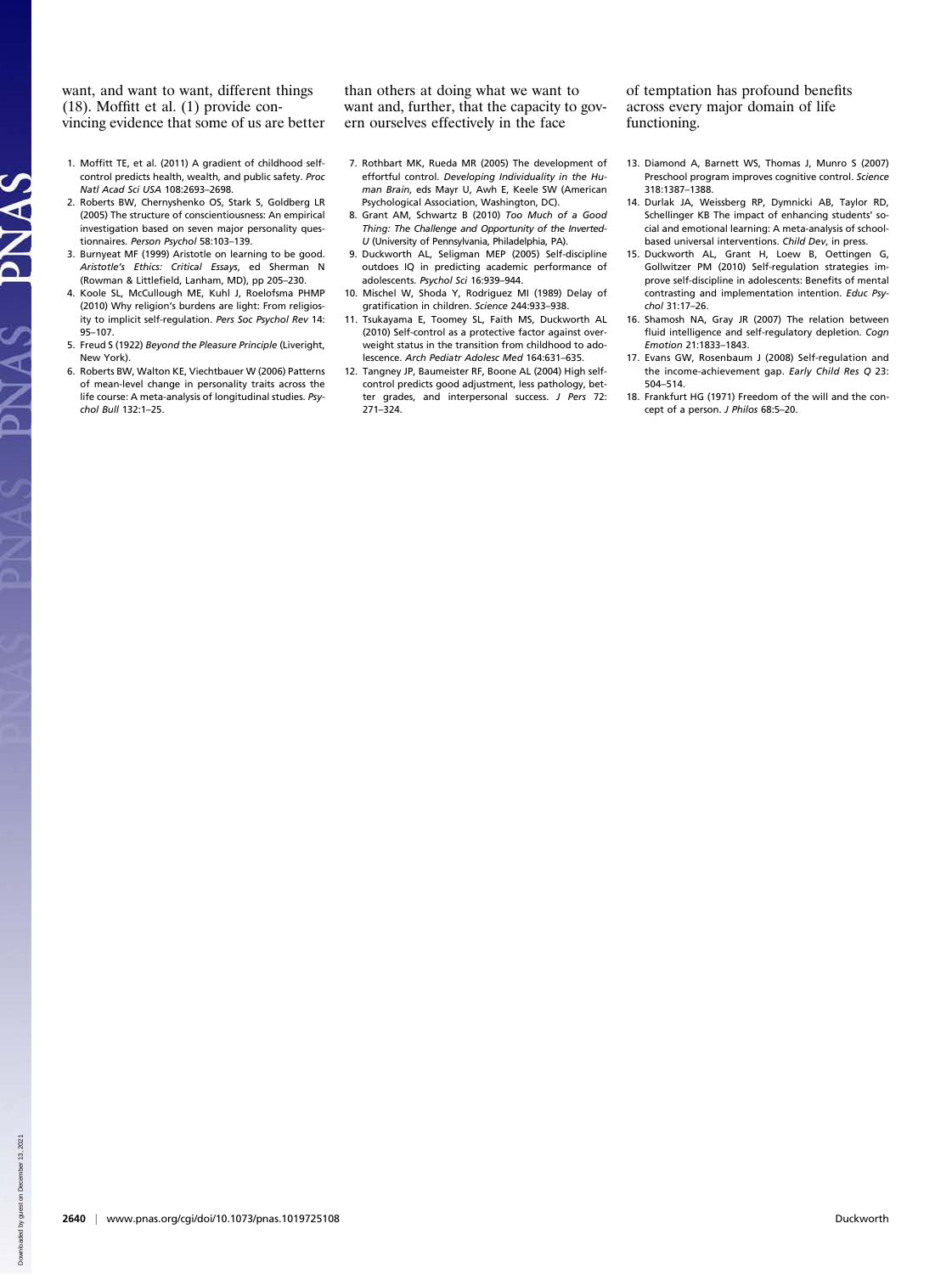want, and want to want, different things (18). Moffitt et al. (1) provide convincing evidence that some of us are better than others at doing what we want to want and, further, that the capacity to govern ourselves effectively in the face of temptation has profound benefits across every major domain of life functioning.

1. Moffitt TE, et al. (2011) A gradient of childhood self-control predicts health, wealth, and public safety. *Proc Natl Acad Sci USA* 108:2693–2698.
2. Roberts BW, Chernyshenko OS, Stark S, Goldberg LR (2005) The structure of conscientiousness: An empirical investigation based on seven major personality questionnaires. *Person Psychol* 58:103–139.
3. Burnyeat MF (1999) Aristotle on learning to be good. *Aristotle's Ethics: Critical Essays*, ed Sherman N (Rowman & Littlefield, Lanham, MD), pp 205–230.
4. Koole SL, McCullough ME, Kuhl J, Roelofsma PHMP (2010) Why religion's burdens are light: From religiosity to implicit self-regulation. *Pers Soc Psychol Rev* 14: 95–107.
5. Freud S (1922) *Beyond the Pleasure Principle* (Liveright, New York).
6. Roberts BW, Walton KE, Viechtbauer W (2006) Patterns of mean-level change in personality traits across the life course: A meta-analysis of longitudinal studies. *Psychol Bull* 132:1–25.
7. Rothbart MK, Rueda MR (2005) The development of effortful control. *Developing Individuality in the Human Brain*, eds Mayr U, Awh E, Keele SW (American Psychological Association, Washington, DC).
8. Grant AM, Schwartz B (2010) *Too Much of a Good Thing: The Challenge and Opportunity of the Inverted-U* (University of Pennsylvania, Philadelphia, PA).
9. Duckworth AL, Seligman MEP (2005) Self-discipline outdoes IQ in predicting academic performance of adolescents. *Psychol Sci* 16:939–944.
10. Mischel W, Shoda Y, Rodriguez MI (1989) Delay of gratification in children. *Science* 244:933–938.
11. Tsukayama E, Toomey SL, Faith MS, Duckworth AL (2010) Self-control as a protective factor against overweight status in the transition from childhood to adolescence. *Arch Pediatr Adolesc Med* 164:631–635.
12. Tangney JP, Baumeister RF, Boone AL (2004) High self-control predicts good adjustment, less pathology, better grades, and interpersonal success. *J Pers* 72: 271–324.
13. Diamond A, Barnett WS, Thomas J, Munro S (2007) Preschool program improves cognitive control. *Science* 318:1387–1388.
14. Durlak JA, Weissberg RP, Dymnicki AB, Taylor RD, Schellinger KB The impact of enhancing students' social and emotional learning: A meta-analysis of school-based universal interventions. *Child Dev*, in press.
15. Duckworth AL, Grant H, Loew B, Oettingen G, Gollwitzer PM (2010) Self-regulation strategies improve self-discipline in adolescents: Benefits of mental contrasting and implementation intention. *Educ Psychol* 31:17–26.
16. Shamosh NA, Gray JR (2007) The relation between fluid intelligence and self-regulatory depletion. *Cogn Emotion* 21:1833–1843.
17. Evans GW, Rosenbaum J (2008) Self-regulation and the income-achievement gap. *Early Child Res Q* 23: 504–514.
18. Frankfurt HG (1971) Freedom of the will and the concept of a person. *J Philos* 68:5–20.